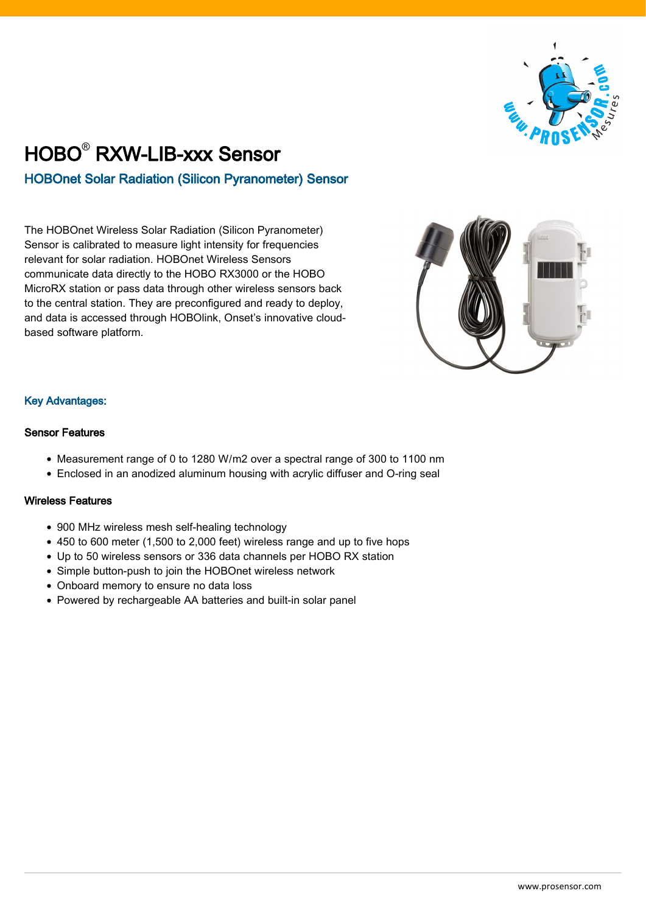# HOBO® RXW-LIB-xxx Sensor

## HOBOnet Solar Radiation (Silicon Pyranometer) Sensor

The HOBOnet Wireless Solar Radiation (Silicon Pyranometer) Sensor is calibrated to measure light intensity for frequencies relevant for solar radiation. HOBOnet Wireless Sensors communicate data directly to the HOBO RX3000 or the HOBO MicroRX station or pass data through other wireless sensors back to the central station. They are preconfigured and ready to deploy, and data is accessed through HOBOlink, Onset's innovative cloud-based software platform.

### Key Advantages:

#### Sensor Features

- Measurement range of 0 to 1280 W/m2 over a spectral range of 300 to 1100 nm
- Enclosed in an anodized aluminum housing with acrylic diffuser and O-ring seal

#### Wireless Features

- 900 MHz wireless mesh self-healing technology
- 450 to 600 meter (1,500 to 2,000 feet) wireless range and up to five hops
- Up to 50 wireless sensors or 336 data channels per HOBO RX station
- Simple button-push to join the HOBOnet wireless network
- Onboard memory to ensure no data loss
- Powered by rechargeable AA batteries and built-in solar panel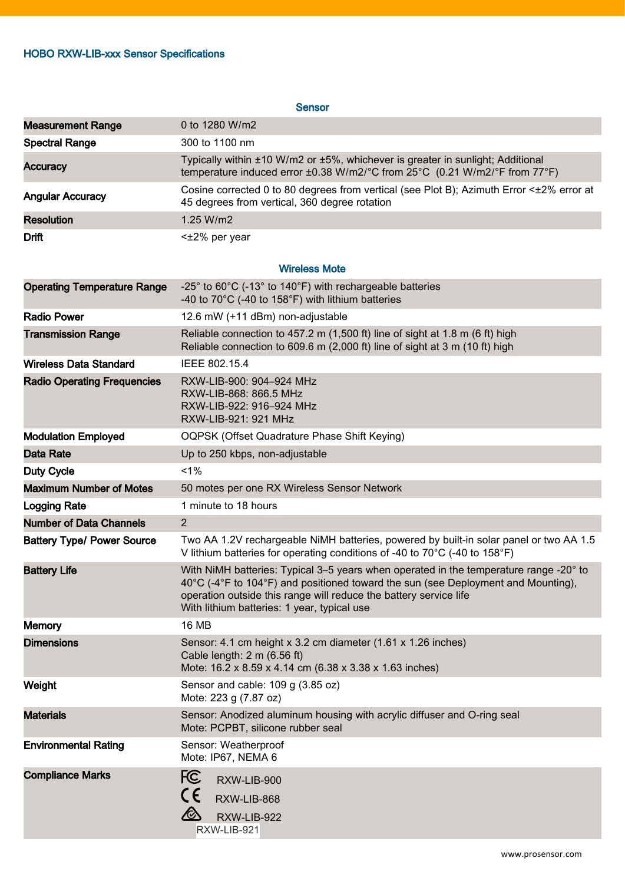# HOBO RXW-LIB-xxx Sensor Specifications

| Sensor | |
|---|---|
| **Measurement Range** | 0 to 1280 W/m2 |
| **Spectral Range** | 300 to 1100 nm |
| **Accuracy** | Typically within ±10 W/m2 or ±5%, whichever is greater in sunlight; Additional temperature induced error ±0.38 W/m2/°C from 25°C (0.21 W/m2/°F from 77°F) |
| **Angular Accuracy** | Cosine corrected 0 to 80 degrees from vertical (see Plot B); Azimuth Error <±2% error at 45 degrees from vertical, 360 degree rotation |
| **Resolution** | 1.25 W/m2 |
| **Drift** | <±2% per year |

| Wireless Mote | |
|---|---|
| **Operating Temperature Range** | -25° to 60°C (-13° to 140°F) with rechargeable batteries<br>-40 to 70°C (-40 to 158°F) with lithium batteries |
| **Radio Power** | 12.6 mW (+11 dBm) non-adjustable |
| **Transmission Range** | Reliable connection to 457.2 m (1,500 ft) line of sight at 1.8 m (6 ft) high<br>Reliable connection to 609.6 m (2,000 ft) line of sight at 3 m (10 ft) high |
| **Wireless Data Standard** | IEEE 802.15.4 |
| **Radio Operating Frequencies** | RXW-LIB-900: 904–924 MHz<br>RXW-LIB-868: 866.5 MHz<br>RXW-LIB-922: 916–924 MHz<br>RXW-LIB-921: 921 MHz |
| **Modulation Employed** | OQPSK (Offset Quadrature Phase Shift Keying) |
| **Data Rate** | Up to 250 kbps, non-adjustable |
| **Duty Cycle** | <1% |
| **Maximum Number of Motes** | 50 motes per one RX Wireless Sensor Network |
| **Logging Rate** | 1 minute to 18 hours |
| **Number of Data Channels** | 2 |
| **Battery Type/ Power Source** | Two AA 1.2V rechargeable NiMH batteries, powered by built-in solar panel or two AA 1.5 V lithium batteries for operating conditions of -40 to 70°C (-40 to 158°F) |
| **Battery Life** | With NiMH batteries: Typical 3–5 years when operated in the temperature range -20° to 40°C (-4°F to 104°F) and positioned toward the sun (see Deployment and Mounting), operation outside this range will reduce the battery service life<br>With lithium batteries: 1 year, typical use |
| **Memory** | 16 MB |
| **Dimensions** | Sensor: 4.1 cm height x 3.2 cm diameter (1.61 x 1.26 inches)<br>Cable length: 2 m (6.56 ft)<br>Mote: 16.2 x 8.59 x 4.14 cm (6.38 x 3.38 x 1.63 inches) |
| **Weight** | Sensor and cable: 109 g (3.85 oz)<br>Mote: 223 g (7.87 oz) |
| **Materials** | Sensor: Anodized aluminum housing with acrylic diffuser and O-ring seal<br>Mote: PCPBT, silicone rubber seal |
| **Environmental Rating** | Sensor: Weatherproof<br>Mote: IP67, NEMA 6 |
| **Compliance Marks** | FC RXW-LIB-900<br>CE RXW-LIB-868<br>RXW-LIB-922<br>RXW-LIB-921 |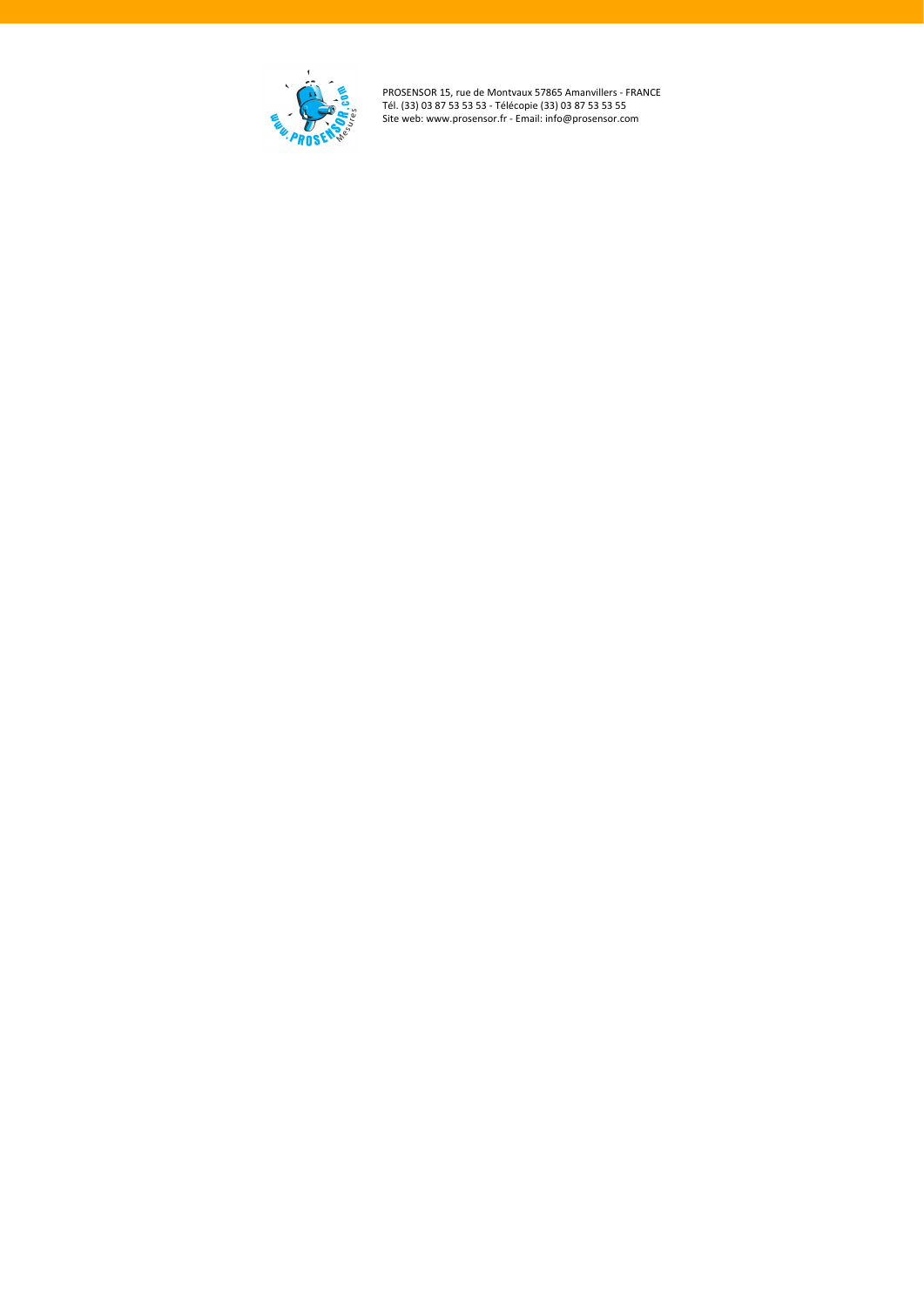PROSENSOR 15, rue de Montvaux 57865 Amanvillers - FRANCE
Tél. (33) 03 87 53 53 53 - Télécopie (33) 03 87 53 53 55
Site web: www.prosensor.fr - Email: info@prosensor.com